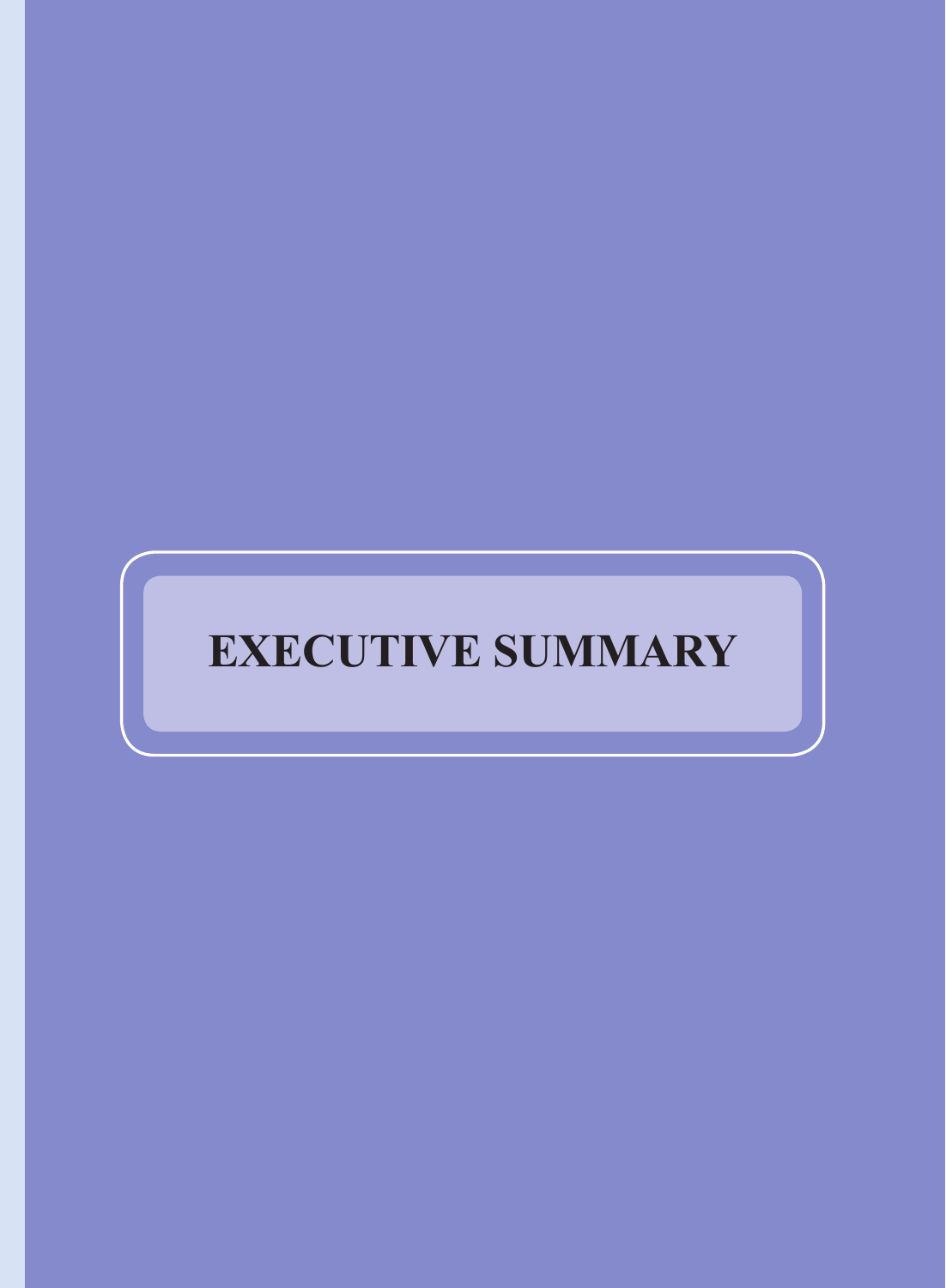# EXECUTIVE SUMMARY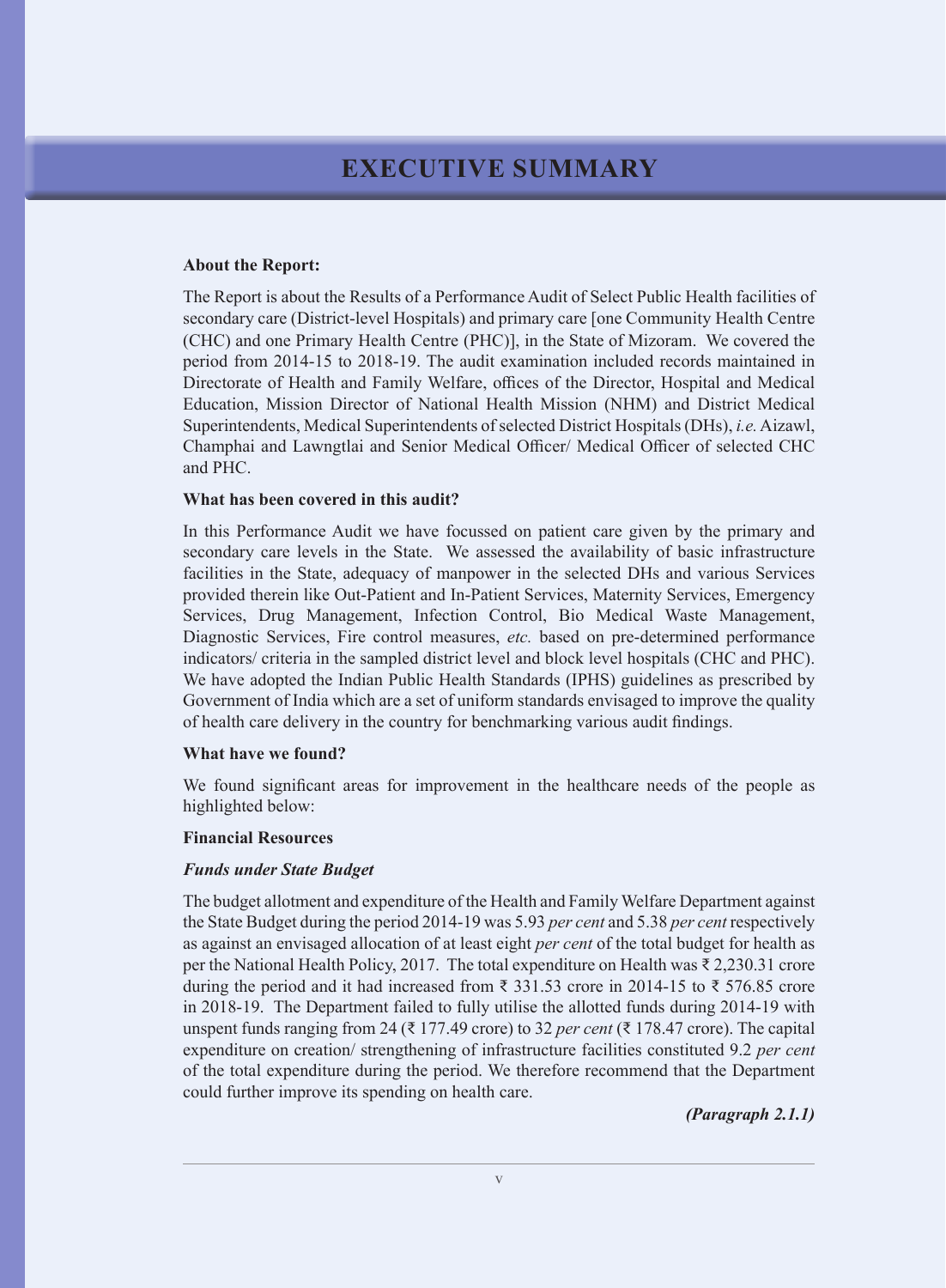# EXECUTIVE SUMMARY

**About the Report:**

The Report is about the Results of a Performance Audit of Select Public Health facilities of secondary care (District-level Hospitals) and primary care [one Community Health Centre (CHC) and one Primary Health Centre (PHC)], in the State of Mizoram. We covered the period from 2014-15 to 2018-19. The audit examination included records maintained in Directorate of Health and Family Welfare, offices of the Director, Hospital and Medical Education, Mission Director of National Health Mission (NHM) and District Medical Superintendents, Medical Superintendents of selected District Hospitals (DHs), *i.e.* Aizawl, Champhai and Lawngtlai and Senior Medical Officer/ Medical Officer of selected CHC and PHC.

**What has been covered in this audit?**

In this Performance Audit we have focussed on patient care given by the primary and secondary care levels in the State. We assessed the availability of basic infrastructure facilities in the State, adequacy of manpower in the selected DHs and various Services provided therein like Out-Patient and In-Patient Services, Maternity Services, Emergency Services, Drug Management, Infection Control, Bio Medical Waste Management, Diagnostic Services, Fire control measures, *etc.* based on pre-determined performance indicators/ criteria in the sampled district level and block level hospitals (CHC and PHC). We have adopted the Indian Public Health Standards (IPHS) guidelines as prescribed by Government of India which are a set of uniform standards envisaged to improve the quality of health care delivery in the country for benchmarking various audit findings.

**What have we found?**

We found significant areas for improvement in the healthcare needs of the people as highlighted below:

**Financial Resources**

***Funds under State Budget***

The budget allotment and expenditure of the Health and Family Welfare Department against the State Budget during the period 2014-19 was 5.93 *per cent* and 5.38 *per cent* respectively as against an envisaged allocation of at least eight *per cent* of the total budget for health as per the National Health Policy, 2017. The total expenditure on Health was ₹ 2,230.31 crore during the period and it had increased from ₹ 331.53 crore in 2014-15 to ₹ 576.85 crore in 2018-19. The Department failed to fully utilise the allotted funds during 2014-19 with unspent funds ranging from 24 (₹ 177.49 crore) to 32 *per cent* (₹ 178.47 crore). The capital expenditure on creation/ strengthening of infrastructure facilities constituted 9.2 *per cent* of the total expenditure during the period. We therefore recommend that the Department could further improve its spending on health care.

***(Paragraph 2.1.1)***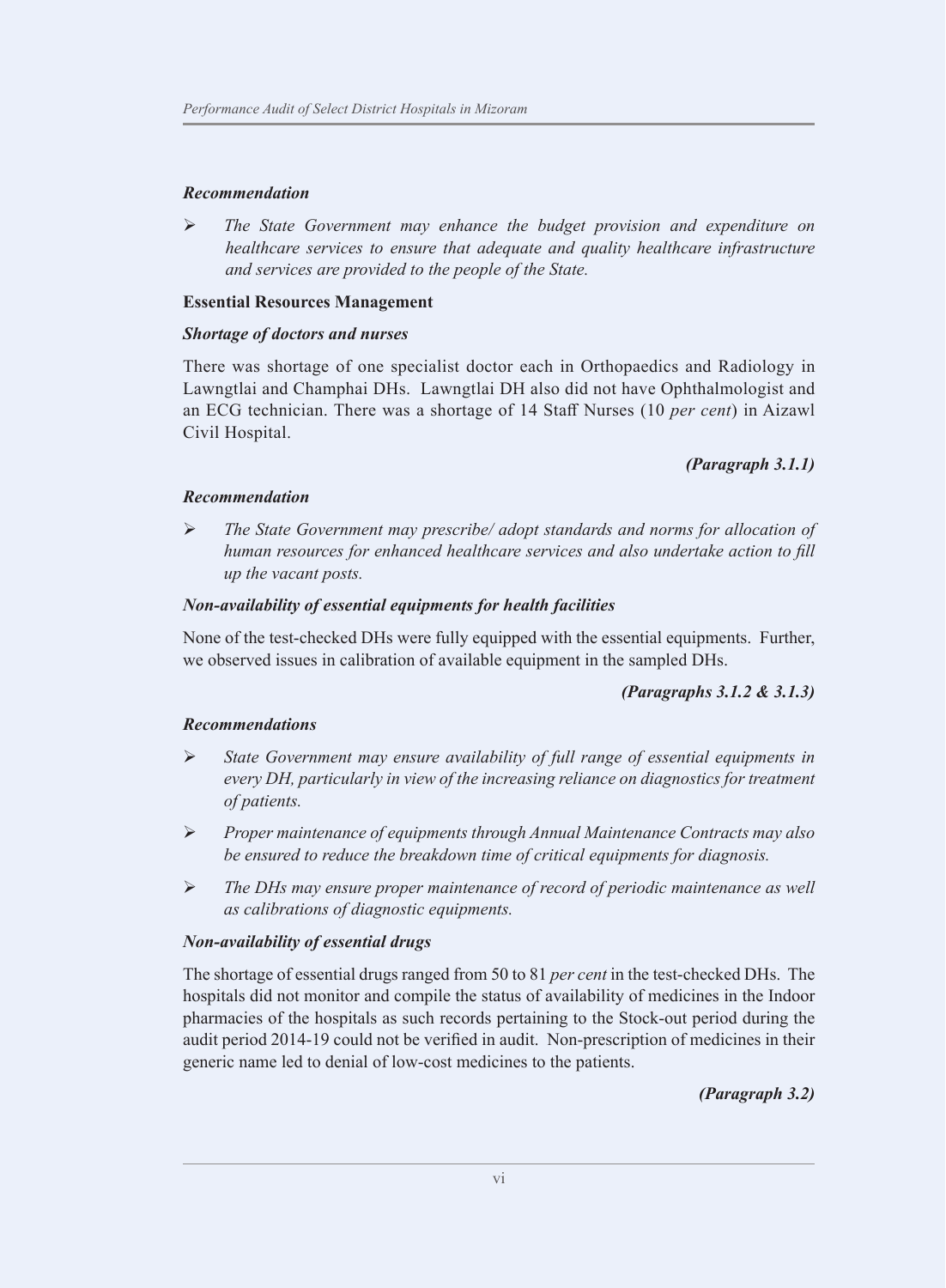***Recommendation***

- *The State Government may enhance the budget provision and expenditure on healthcare services to ensure that adequate and quality healthcare infrastructure and services are provided to the people of the State.*

**Essential Resources Management**

***Shortage of doctors and nurses***

There was shortage of one specialist doctor each in Orthopaedics and Radiology in Lawngtlai and Champhai DHs. Lawngtlai DH also did not have Ophthalmologist and an ECG technician. There was a shortage of 14 Staff Nurses (10 *per cent*) in Aizawl Civil Hospital.

***(Paragraph 3.1.1)***

***Recommendation***

- *The State Government may prescribe/ adopt standards and norms for allocation of human resources for enhanced healthcare services and also undertake action to fill up the vacant posts.*

***Non-availability of essential equipments for health facilities***

None of the test-checked DHs were fully equipped with the essential equipments. Further, we observed issues in calibration of available equipment in the sampled DHs.

***(Paragraphs 3.1.2 & 3.1.3)***

***Recommendations***

- *State Government may ensure availability of full range of essential equipments in every DH, particularly in view of the increasing reliance on diagnostics for treatment of patients.*
- *Proper maintenance of equipments through Annual Maintenance Contracts may also be ensured to reduce the breakdown time of critical equipments for diagnosis.*
- *The DHs may ensure proper maintenance of record of periodic maintenance as well as calibrations of diagnostic equipments.*

***Non-availability of essential drugs***

The shortage of essential drugs ranged from 50 to 81 *per cent* in the test-checked DHs. The hospitals did not monitor and compile the status of availability of medicines in the Indoor pharmacies of the hospitals as such records pertaining to the Stock-out period during the audit period 2014-19 could not be verified in audit. Non-prescription of medicines in their generic name led to denial of low-cost medicines to the patients.

***(Paragraph 3.2)***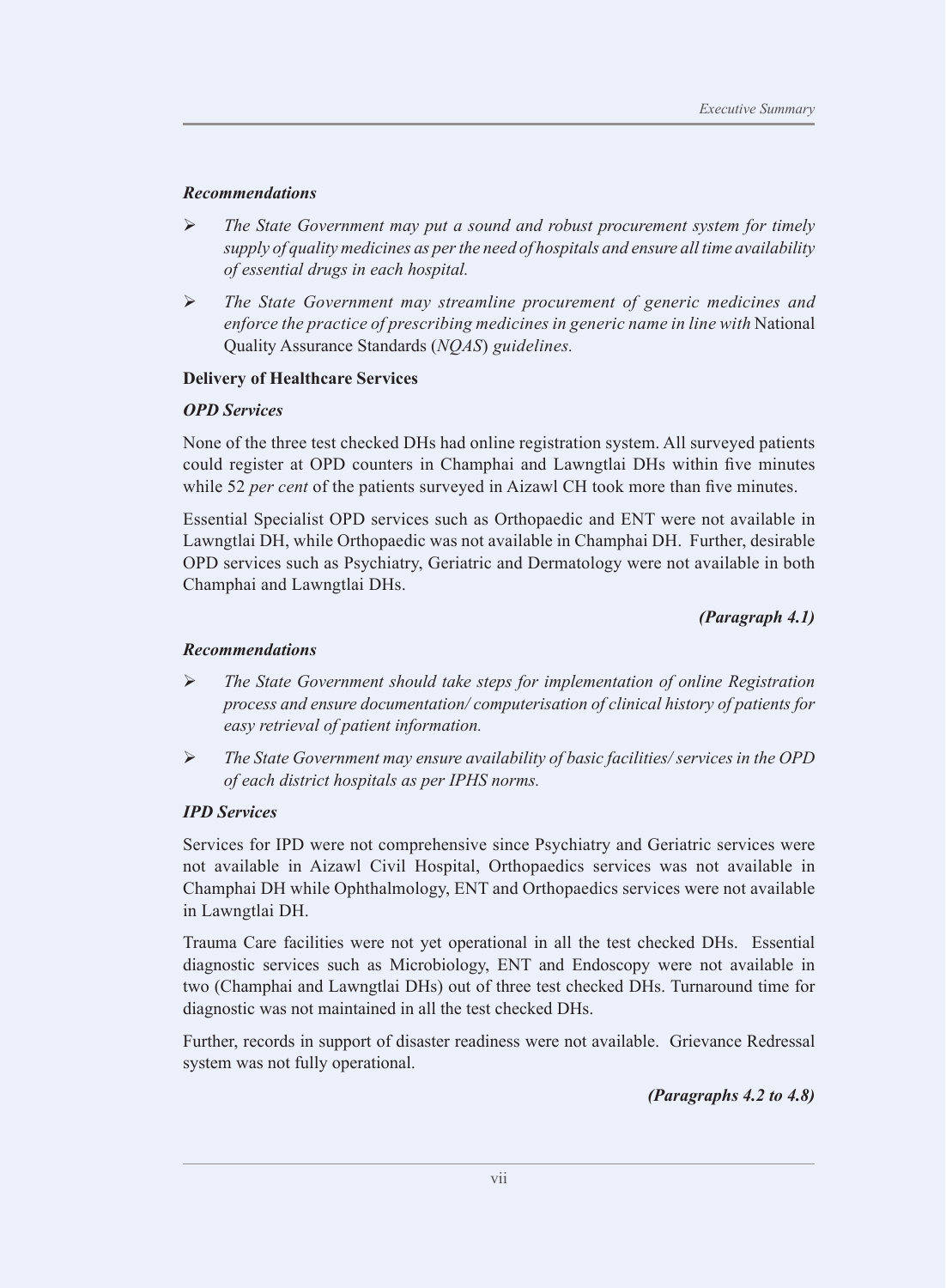***Recommendations***

- *The State Government may put a sound and robust procurement system for timely supply of quality medicines as per the need of hospitals and ensure all time availability of essential drugs in each hospital.*
- *The State Government may streamline procurement of generic medicines and enforce the practice of prescribing medicines in generic name in line with* National Quality Assurance Standards (*NQAS*) *guidelines.*

**Delivery of Healthcare Services**

***OPD Services***

None of the three test checked DHs had online registration system. All surveyed patients could register at OPD counters in Champhai and Lawngtlai DHs within five minutes while 52 *per cent* of the patients surveyed in Aizawl CH took more than five minutes.

Essential Specialist OPD services such as Orthopaedic and ENT were not available in Lawngtlai DH, while Orthopaedic was not available in Champhai DH. Further, desirable OPD services such as Psychiatry, Geriatric and Dermatology were not available in both Champhai and Lawngtlai DHs.

***(Paragraph 4.1)***

***Recommendations***

- *The State Government should take steps for implementation of online Registration process and ensure documentation/ computerisation of clinical history of patients for easy retrieval of patient information.*
- *The State Government may ensure availability of basic facilities/ services in the OPD of each district hospitals as per IPHS norms.*

***IPD Services***

Services for IPD were not comprehensive since Psychiatry and Geriatric services were not available in Aizawl Civil Hospital, Orthopaedics services was not available in Champhai DH while Ophthalmology, ENT and Orthopaedics services were not available in Lawngtlai DH.

Trauma Care facilities were not yet operational in all the test checked DHs. Essential diagnostic services such as Microbiology, ENT and Endoscopy were not available in two (Champhai and Lawngtlai DHs) out of three test checked DHs. Turnaround time for diagnostic was not maintained in all the test checked DHs.

Further, records in support of disaster readiness were not available. Grievance Redressal system was not fully operational.

***(Paragraphs 4.2 to 4.8)***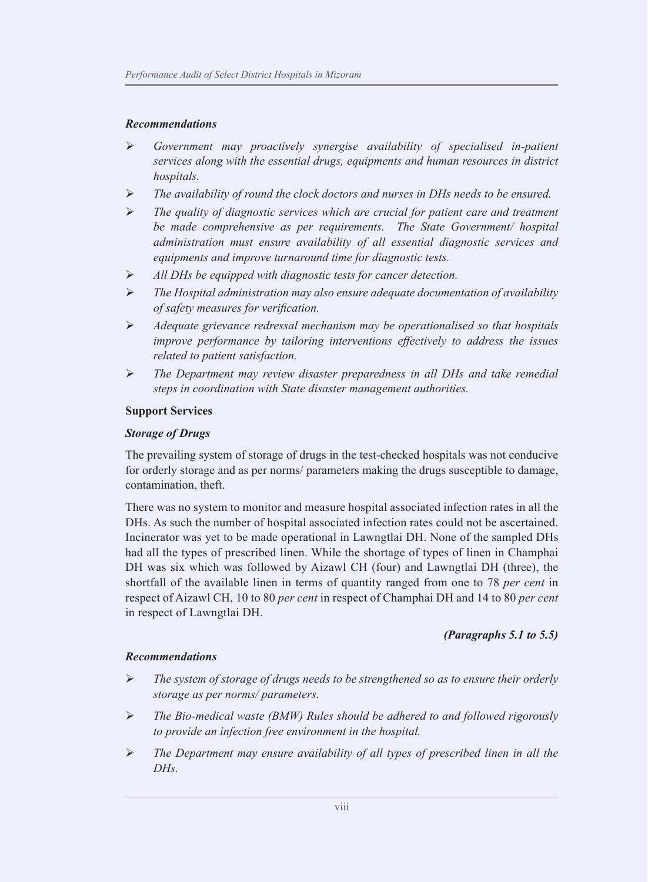***Recommendations***

- *Government may proactively synergise availability of specialised in-patient services along with the essential drugs, equipments and human resources in district hospitals.*
- *The availability of round the clock doctors and nurses in DHs needs to be ensured.*
- *The quality of diagnostic services which are crucial for patient care and treatment be made comprehensive as per requirements. The State Government/ hospital administration must ensure availability of all essential diagnostic services and equipments and improve turnaround time for diagnostic tests.*
- *All DHs be equipped with diagnostic tests for cancer detection.*
- *The Hospital administration may also ensure adequate documentation of availability of safety measures for verification.*
- *Adequate grievance redressal mechanism may be operationalised so that hospitals improve performance by tailoring interventions effectively to address the issues related to patient satisfaction.*
- *The Department may review disaster preparedness in all DHs and take remedial steps in coordination with State disaster management authorities.*

**Support Services**

***Storage of Drugs***

The prevailing system of storage of drugs in the test-checked hospitals was not conducive for orderly storage and as per norms/ parameters making the drugs susceptible to damage, contamination, theft.

There was no system to monitor and measure hospital associated infection rates in all the DHs. As such the number of hospital associated infection rates could not be ascertained. Incinerator was yet to be made operational in Lawngtlai DH. None of the sampled DHs had all the types of prescribed linen. While the shortage of types of linen in Champhai DH was six which was followed by Aizawl CH (four) and Lawngtlai DH (three), the shortfall of the available linen in terms of quantity ranged from one to 78 *per cent* in respect of Aizawl CH, 10 to 80 *per cent* in respect of Champhai DH and 14 to 80 *per cent* in respect of Lawngtlai DH.

***(Paragraphs 5.1 to 5.5)***

***Recommendations***

- *The system of storage of drugs needs to be strengthened so as to ensure their orderly storage as per norms/ parameters.*
- *The Bio-medical waste (BMW) Rules should be adhered to and followed rigorously to provide an infection free environment in the hospital.*
- *The Department may ensure availability of all types of prescribed linen in all the DHs.*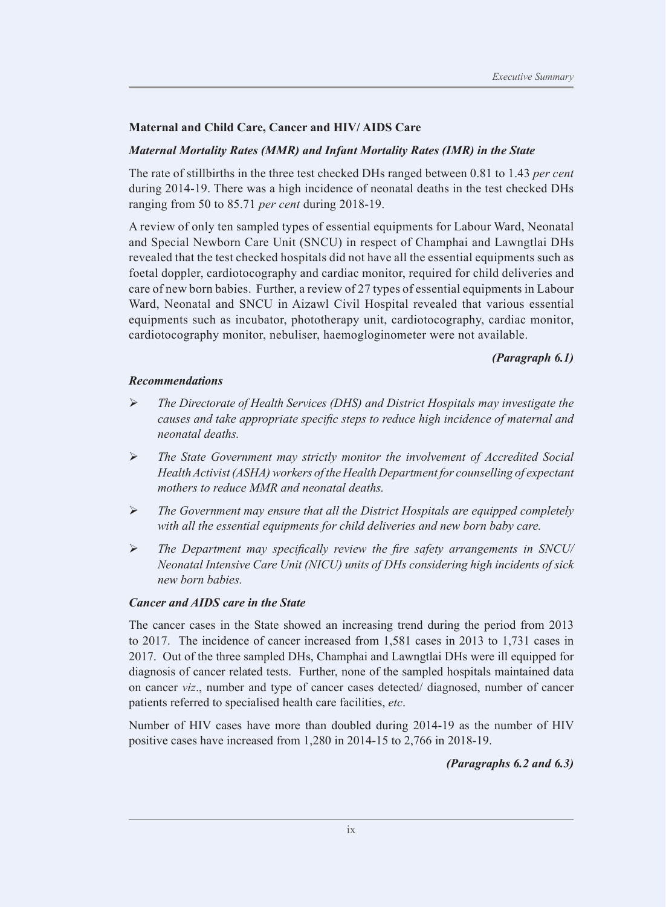### Maternal and Child Care, Cancer and HIV/ AIDS Care

***Maternal Mortality Rates (MMR) and Infant Mortality Rates (IMR) in the State***

The rate of stillbirths in the three test checked DHs ranged between 0.81 to 1.43 *per cent* during 2014-19. There was a high incidence of neonatal deaths in the test checked DHs ranging from 50 to 85.71 *per cent* during 2018-19.

A review of only ten sampled types of essential equipments for Labour Ward, Neonatal and Special Newborn Care Unit (SNCU) in respect of Champhai and Lawngtlai DHs revealed that the test checked hospitals did not have all the essential equipments such as foetal doppler, cardiotocography and cardiac monitor, required for child deliveries and care of new born babies. Further, a review of 27 types of essential equipments in Labour Ward, Neonatal and SNCU in Aizawl Civil Hospital revealed that various essential equipments such as incubator, phototherapy unit, cardiotocography, cardiac monitor, cardiotocography monitor, nebuliser, haemogloginometer were not available.

***(Paragraph 6.1)***

***Recommendations***

- *The Directorate of Health Services (DHS) and District Hospitals may investigate the causes and take appropriate specific steps to reduce high incidence of maternal and neonatal deaths.*
- *The State Government may strictly monitor the involvement of Accredited Social Health Activist (ASHA) workers of the Health Department for counselling of expectant mothers to reduce MMR and neonatal deaths.*
- *The Government may ensure that all the District Hospitals are equipped completely with all the essential equipments for child deliveries and new born baby care.*
- *The Department may specifically review the fire safety arrangements in SNCU/ Neonatal Intensive Care Unit (NICU) units of DHs considering high incidents of sick new born babies.*

***Cancer and AIDS care in the State***

The cancer cases in the State showed an increasing trend during the period from 2013 to 2017. The incidence of cancer increased from 1,581 cases in 2013 to 1,731 cases in 2017. Out of the three sampled DHs, Champhai and Lawngtlai DHs were ill equipped for diagnosis of cancer related tests. Further, none of the sampled hospitals maintained data on cancer *viz*., number and type of cancer cases detected/ diagnosed, number of cancer patients referred to specialised health care facilities, *etc*.

Number of HIV cases have more than doubled during 2014-19 as the number of HIV positive cases have increased from 1,280 in 2014-15 to 2,766 in 2018-19.

***(Paragraphs 6.2 and 6.3)***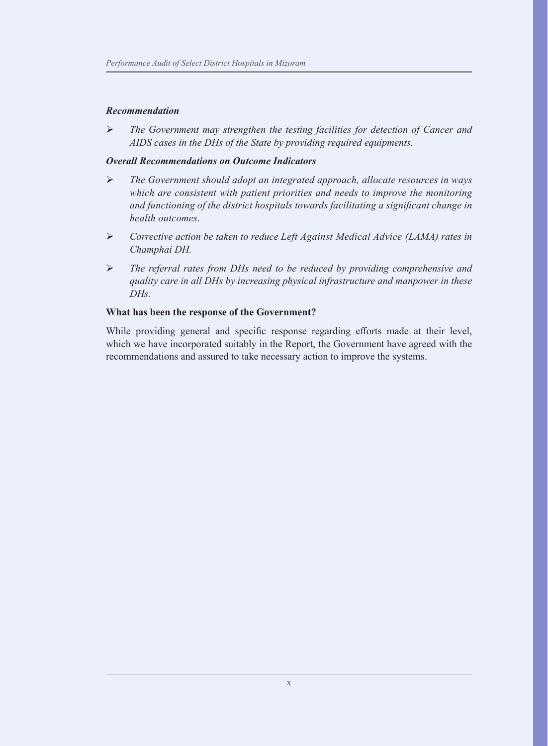***Recommendation***

- *The Government may strengthen the testing facilities for detection of Cancer and AIDS cases in the DHs of the State by providing required equipments.*

***Overall Recommendations on Outcome Indicators***

- *The Government should adopt an integrated approach, allocate resources in ways which are consistent with patient priorities and needs to improve the monitoring and functioning of the district hospitals towards facilitating a significant change in health outcomes.*
- *Corrective action be taken to reduce Left Against Medical Advice (LAMA) rates in Champhai DH.*
- *The referral rates from DHs need to be reduced by providing comprehensive and quality care in all DHs by increasing physical infrastructure and manpower in these DHs.*

**What has been the response of the Government?**

While providing general and specific response regarding efforts made at their level, which we have incorporated suitably in the Report, the Government have agreed with the recommendations and assured to take necessary action to improve the systems.